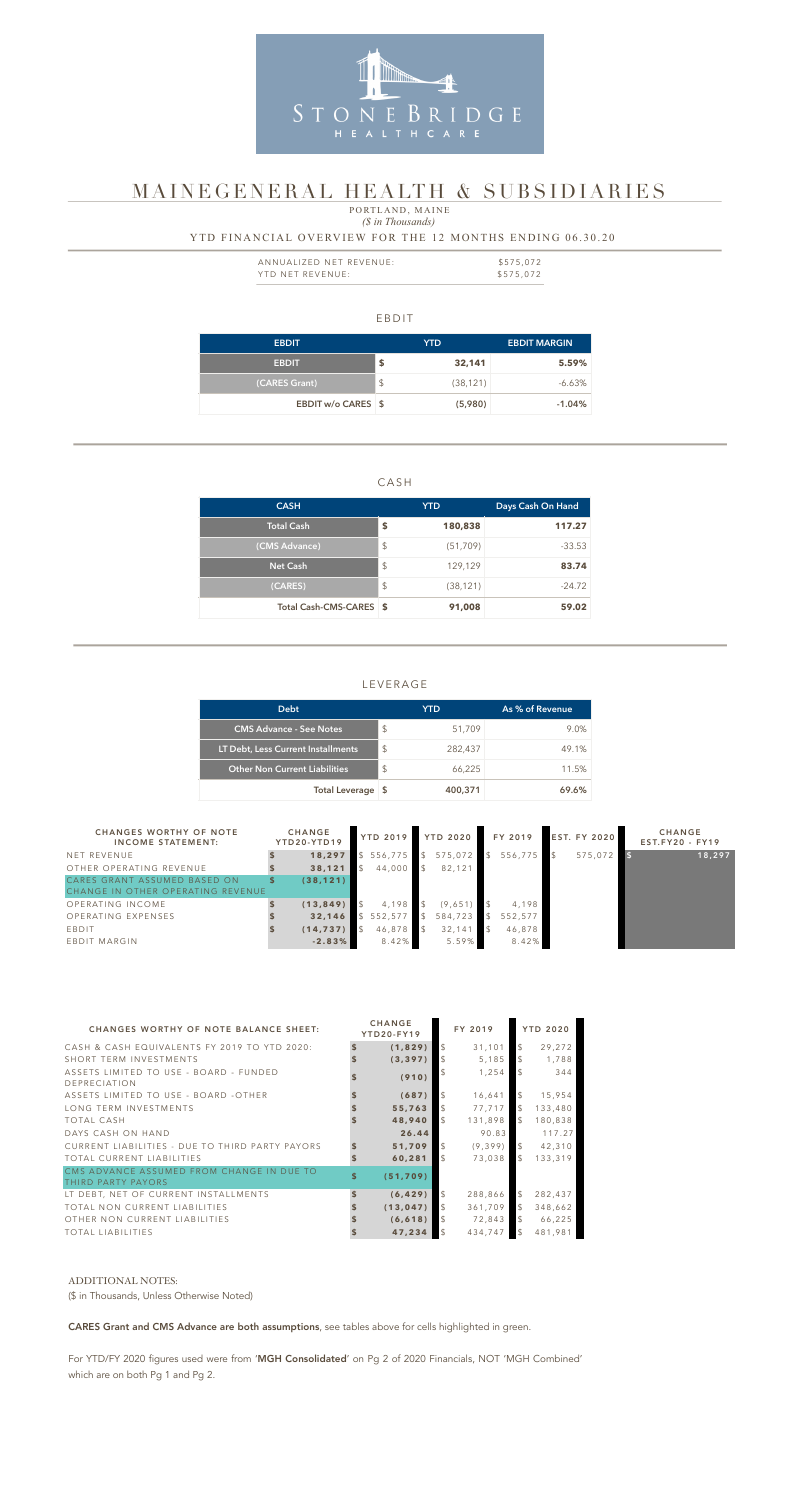STONEBRIDGE HEALTHCARE

# MAINEGENERAL HEALTH & SUBSIDIARIES

PORTLAND, MAINE

*($ in Thousands)*

YTD FINANCIAL OVERVIEW FOR THE 12 MONTHS ENDING 06.30.20

| | |
|---|---|
| ANNUALIZED NET REVENUE: | $575,072 |
| YTD NET REVENUE: | $575,072 |

## EBDIT

| EBDIT | YTD | EBDIT MARGIN |
|---|---|---|
| EBDIT | $ 32,141 | 5.59% |
| (CARES Grant) | $ (38,121) | -6.63% |
| EBDIT w/o CARES | $ (5,980) | -1.04% |

## CASH

| CASH | YTD | Days Cash On Hand |
|---|---|---|
| Total Cash | $ 180,838 | 117.27 |
| (CMS Advance) | $ (51,709) | -33.53 |
| Net Cash | $ 129,129 | 83.74 |
| (CARES) | $ (38,121) | -24.72 |
| Total Cash-CMS-CARES | $ 91,008 | 59.02 |

## LEVERAGE

| Debt | YTD | As % of Revenue |
|---|---|---|
| CMS Advance - See Notes | $ 51,709 | 9.0% |
| LT Debt, Less Current Installments | $ 282,437 | 49.1% |
| Other Non Current Liabilities | $ 66,225 | 11.5% |
| Total Leverage | $ 400,371 | 69.6% |

| CHANGES WORTHY OF NOTE INCOME STATEMENT: | CHANGE YTD20-YTD19 | YTD 2019 | YTD 2020 | FY 2019 | EST. FY 2020 | CHANGE EST.FY20 - FY19 |
|---|---|---|---|---|---|---|
| NET REVENUE | $ 18,297 | $ 556,775 | $ 575,072 | $ 556,775 | $ 575,072 | $ 18,297 |
| OTHER OPERATING REVENUE | $ 38,121 | $ 44,000 | $ 82,121 | | | |
| CARES GRANT ASSUMED BASED ON CHANGE IN OTHER OPERATING REVENUE | $ (38,121) | | | | | |
| OPERATING INCOME | $ (13,849) | $ 4,198 | $ (9,651) | $ 4,198 | | |
| OPERATING EXPENSES | $ 32,146 | $ 552,577 | $ 584,723 | $ 552,577 | | |
| EBDIT | $ (14,737) | $ 46,878 | $ 32,141 | $ 46,878 | | |
| EBDIT MARGIN | -2.83% | 8.42% | 5.59% | 8.42% | | |

| CHANGES WORTHY OF NOTE BALANCE SHEET: | CHANGE YTD20-FY19 | FY 2019 | YTD 2020 |
|---|---|---|---|
| CASH & CASH EQUIVALENTS FY 2019 TO YTD 2020: | $ (1,829) | $ 31,101 | $ 29,272 |
| SHORT TERM INVESTMENTS | $ (3,397) | $ 5,185 | $ 1,788 |
| ASSETS LIMITED TO USE - BOARD - FUNDED DEPRECIATION | $ (910) | $ 1,254 | $ 344 |
| ASSETS LIMITED TO USE - BOARD -OTHER | $ (687) | $ 16,641 | $ 15,954 |
| LONG TERM INVESTMENTS | $ 55,763 | $ 77,717 | $ 133,480 |
| TOTAL CASH | $ 48,940 | $ 131,898 | $ 180,838 |
| DAYS CASH ON HAND | 26.44 | 90.83 | 117.27 |
| CURRENT LIABILITIES - DUE TO THIRD PARTY PAYORS | $ 51,709 | $ (9,399) | $ 42,310 |
| TOTAL CURRENT LIABILITIES | $ 60,281 | $ 73,038 | $ 133,319 |
| CMS ADVANCE ASSUMED FROM CHANGE IN DUE TO THIRD PARTY PAYORS | $ (51,709) | | |
| LT DEBT, NET OF CURRENT INSTALLMENTS | $ (6,429) | $ 288,866 | $ 282,437 |
| TOTAL NON CURRENT LIABILITIES | $ (13,047) | $ 361,709 | $ 348,662 |
| OTHER NON CURRENT LIABILITIES | $ (6,618) | $ 72,843 | $ 66,225 |
| TOTAL LIABILITIES | $ 47,234 | $ 434,747 | $ 481,981 |

ADDITIONAL NOTES:

($ in Thousands, Unless Otherwise Noted)

**CARES Grant and CMS Advance are both assumptions**, see tables above for cells highlighted in green.

For YTD/FY 2020 figures used were from '**MGH Consolidated**' on Pg 2 of 2020 Financials, NOT 'MGH Combined' which are on both Pg 1 and Pg 2.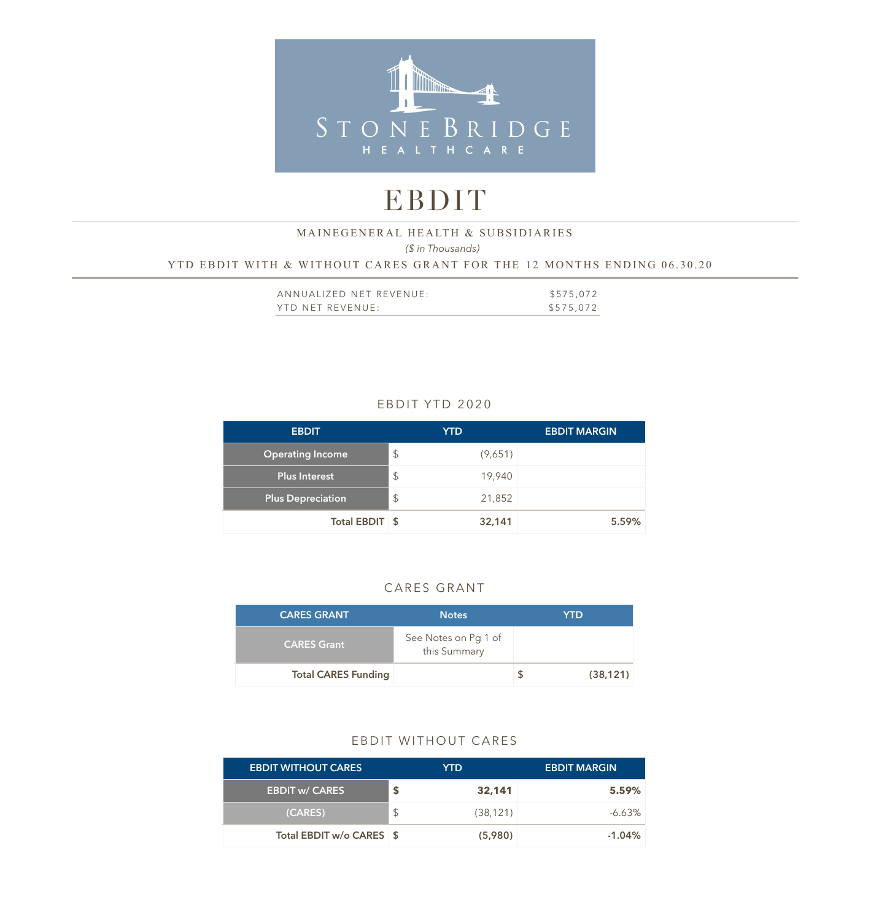STONE BRIDGE HEALTHCARE

# EBDIT

MAINEGENERAL HEALTH & SUBSIDIARIES

*($ in Thousands)*

YTD EBDIT WITH & WITHOUT CARES GRANT FOR THE 12 MONTHS ENDING 06.30.20

| | |
|---|---|
| ANNUALIZED NET REVENUE: | $575,072 |
| YTD NET REVENUE: | $575,072 |

## EBDIT YTD 2020

| EBDIT | | YTD | EBDIT MARGIN |
|---|---|---|---|
| Operating Income | $ | (9,651) | |
| Plus Interest | $ | 19,940 | |
| Plus Depreciation | $ | 21,852 | |
| **Total EBDIT** | **$** | **32,141** | **5.59%** |

## CARES GRANT

| CARES GRANT | Notes | | YTD |
|---|---|---|---|
| CARES Grant | See Notes on Pg 1 of this Summary | | |
| **Total CARES Funding** | | **$** | **(38,121)** |

## EBDIT WITHOUT CARES

| EBDIT WITHOUT CARES | | YTD | EBDIT MARGIN |
|---|---|---|---|
| **EBDIT w/ CARES** | **$** | **32,141** | **5.59%** |
| (CARES) | $ | (38,121) | -6.63% |
| **Total EBDIT w/o CARES** | **$** | **(5,980)** | **-1.04%** |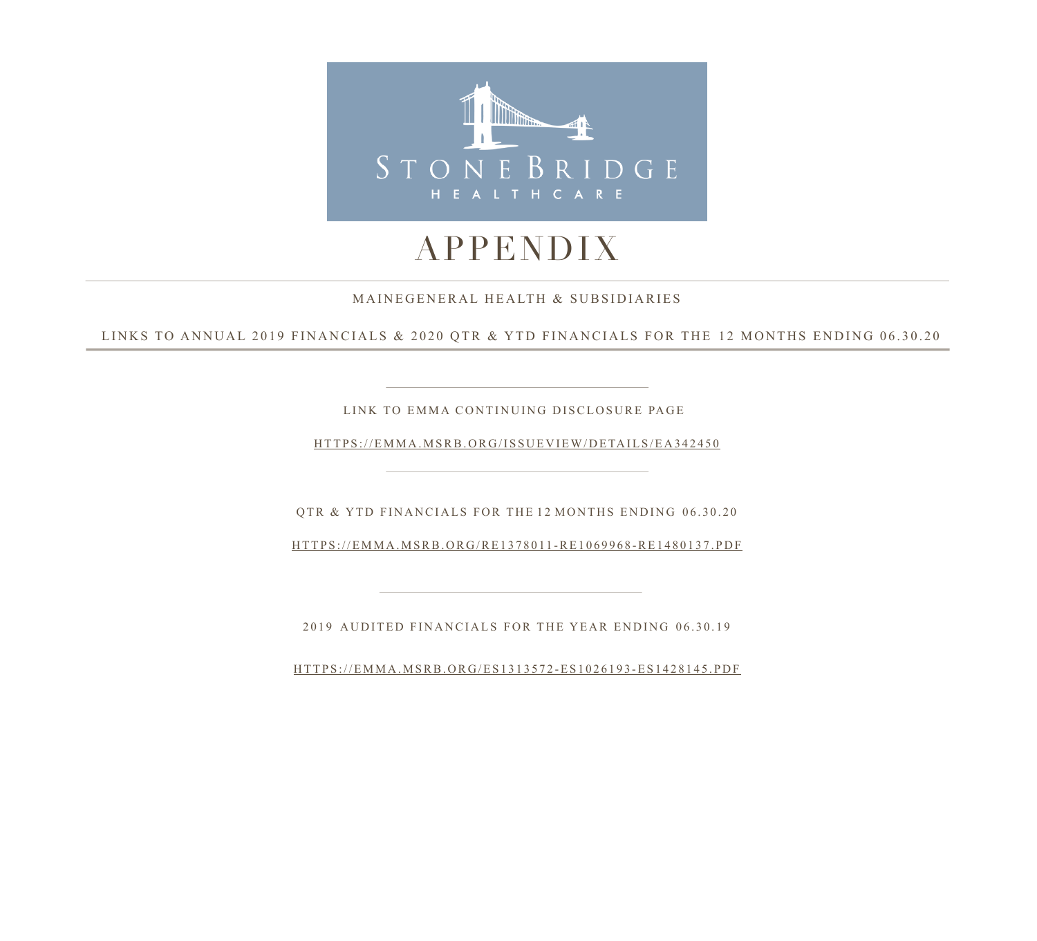STONEBRIDGE HEALTHCARE

# APPENDIX

MAINEGENERAL HEALTH & SUBSIDIARIES

LINKS TO ANNUAL 2019 FINANCIALS & 2020 QTR & YTD FINANCIALS FOR THE 12 MONTHS ENDING 06.30.20

---

LINK TO EMMA CONTINUING DISCLOSURE PAGE

HTTPS://EMMA.MSRB.ORG/ISSUEVIEW/DETAILS/EA342450

---

QTR & YTD FINANCIALS FOR THE 12 MONTHS ENDING 06.30.20

HTTPS://EMMA.MSRB.ORG/RE1378011-RE1069968-RE1480137.PDF

---

2019 AUDITED FINANCIALS FOR THE YEAR ENDING 06.30.19

HTTPS://EMMA.MSRB.ORG/ES1313572-ES1026193-ES1428145.PDF